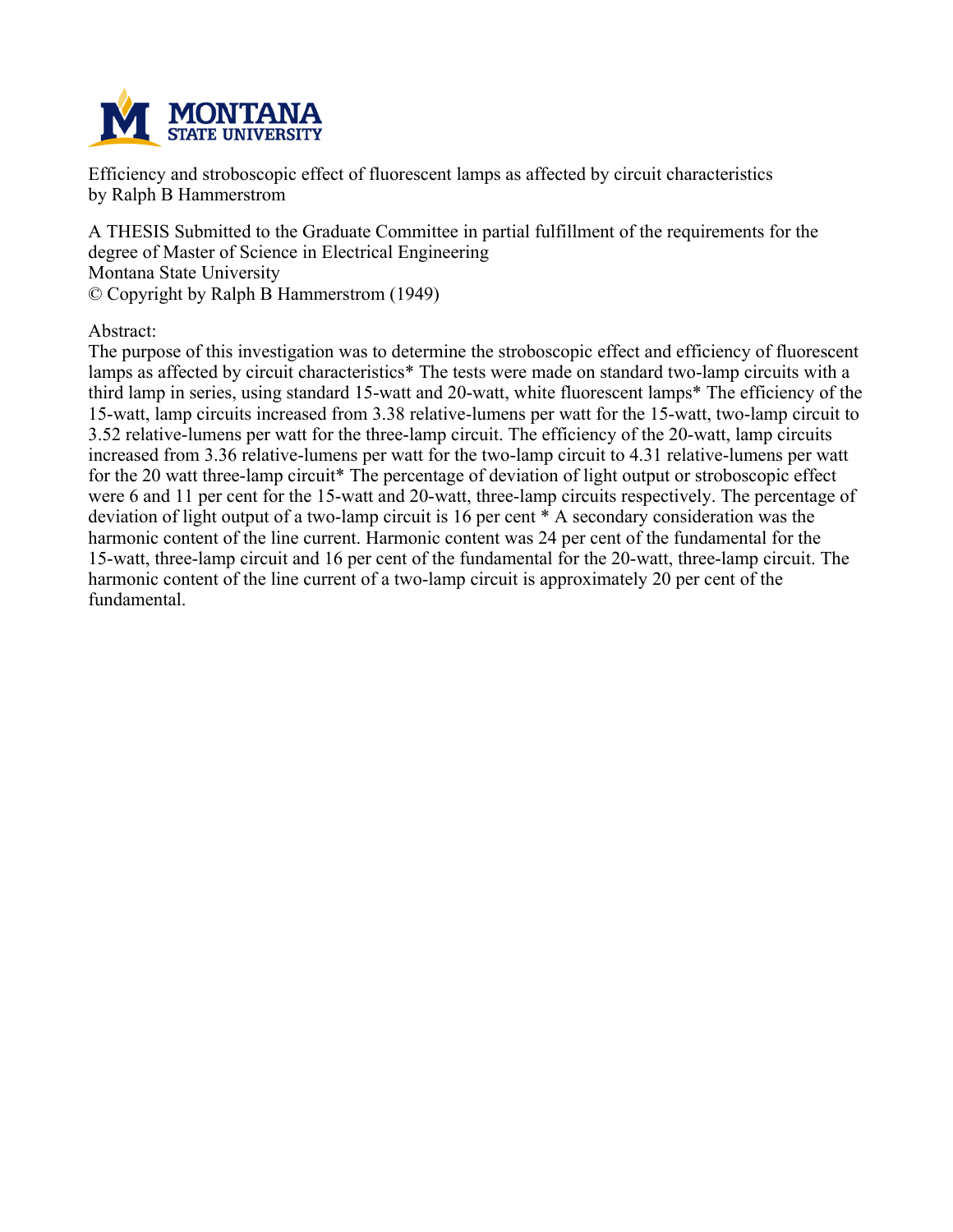Efficiency and stroboscopic effect of fluorescent lamps as affected by circuit characteristics
by Ralph B Hammerstrom

A THESIS Submitted to the Graduate Committee in partial fulfillment of the requirements for the degree of Master of Science in Electrical Engineering
Montana State University
© Copyright by Ralph B Hammerstrom (1949)

Abstract:

The purpose of this investigation was to determine the stroboscopic effect and efficiency of fluorescent lamps as affected by circuit characteristics* The tests were made on standard two-lamp circuits with a third lamp in series, using standard 15-watt and 20-watt, white fluorescent lamps* The efficiency of the 15-watt, lamp circuits increased from 3.38 relative-lumens per watt for the 15-watt, two-lamp circuit to 3.52 relative-lumens per watt for the three-lamp circuit. The efficiency of the 20-watt, lamp circuits increased from 3.36 relative-lumens per watt for the two-lamp circuit to 4.31 relative-lumens per watt for the 20 watt three-lamp circuit* The percentage of deviation of light output or stroboscopic effect were 6 and 11 per cent for the 15-watt and 20-watt, three-lamp circuits respectively. The percentage of deviation of light output of a two-lamp circuit is 16 per cent * A secondary consideration was the harmonic content of the line current. Harmonic content was 24 per cent of the fundamental for the 15-watt, three-lamp circuit and 16 per cent of the fundamental for the 20-watt, three-lamp circuit. The harmonic content of the line current of a two-lamp circuit is approximately 20 per cent of the fundamental.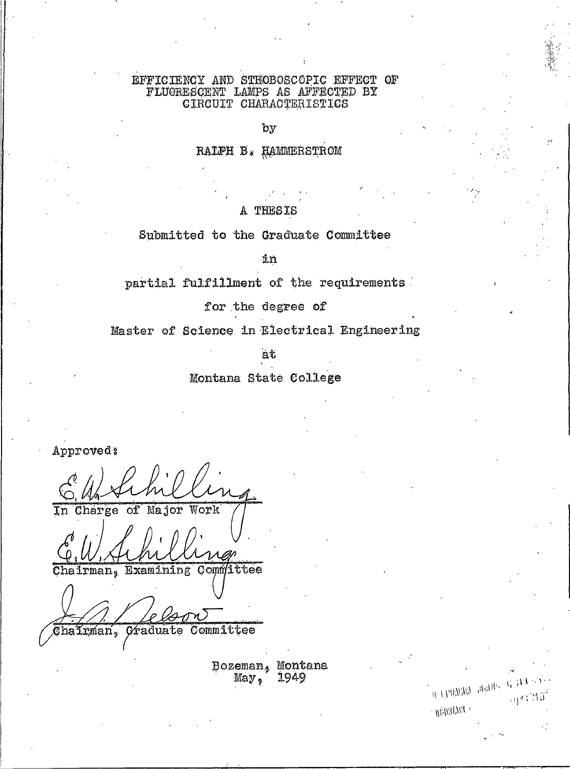# EFFICIENCY AND STROBOSCOPIC EFFECT OF FLUORESCENT LAMPS AS AFFECTED BY CIRCUIT CHARACTERISTICS

by

RALPH B. HAMMERSTROM

A THESIS

Submitted to the Graduate Committee

in

partial fulfillment of the requirements

for the degree of

Master of Science in Electrical Engineering

at

Montana State College

Approved:

E. W. Schilling
In Charge of Major Work

E. W. Schilling
Chairman, Examining Committee

J. A. Nelson
Chairman, Graduate Committee

Bozeman, Montana
May, 1949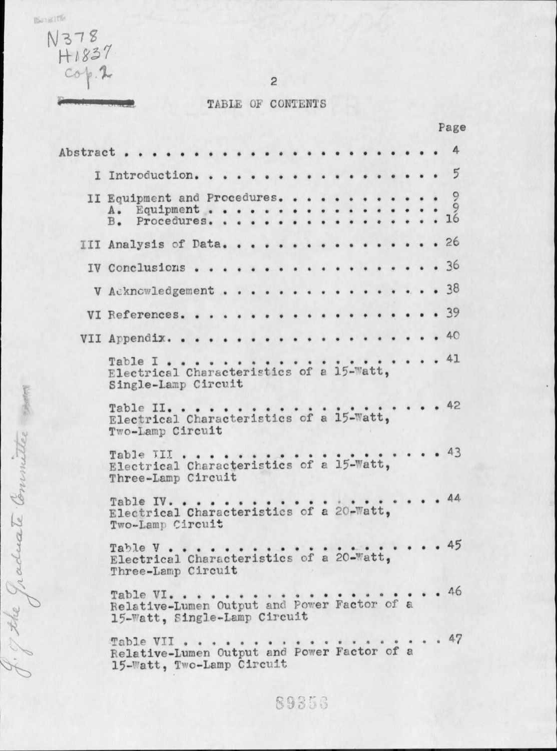# TABLE OF CONTENTS

| | Page |
|---|---|
| Abstract | 4 |
| I Introduction | 5 |
| II Equipment and Procedures | 9 |
| A. Equipment | 9 |
| B. Procedures | 16 |
| III Analysis of Data | 26 |
| IV Conclusions | 36 |
| V Acknowledgement | 38 |
| VI References | 39 |
| VII Appendix | 40 |
| Table I — Electrical Characteristics of a 15-Watt, Single-Lamp Circuit | 41 |
| Table II — Electrical Characteristics of a 15-Watt, Two-Lamp Circuit | 42 |
| Table III — Electrical Characteristics of a 15-Watt, Three-Lamp Circuit | 43 |
| Table IV — Electrical Characteristics of a 20-Watt, Two-Lamp Circuit | 44 |
| Table V — Electrical Characteristics of a 20-Watt, Three-Lamp Circuit | 45 |
| Table VI — Relative-Lumen Output and Power Factor of a 15-Watt, Single-Lamp Circuit | 46 |
| Table VII — Relative-Lumen Output and Power Factor of a 15-Watt, Two-Lamp Circuit | 47 |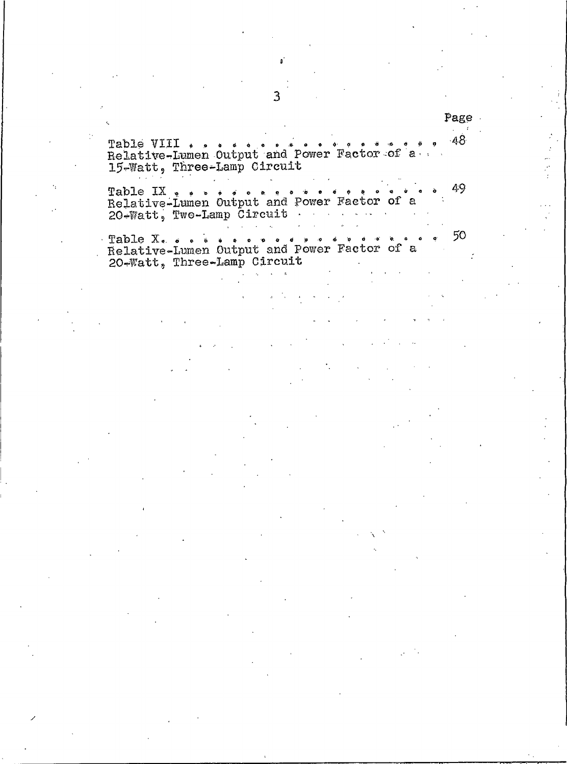| | Page |
|---|---|
| Table VIII . . . . . . . . . . . . . . . . . . . . Relative-Lumen Output and Power Factor of a 15-Watt, Three-Lamp Circuit | 48 |
| Table IX . . . . . . . . . . . . . . . . . . . . Relative-Lumen Output and Power Factor of a 20-Watt, Two-Lamp Circuit | 49 |
| Table X. . . . . . . . . . . . . . . . . . . . . Relative-Lumen Output and Power Factor of a 20-Watt, Three-Lamp Circuit | 50 |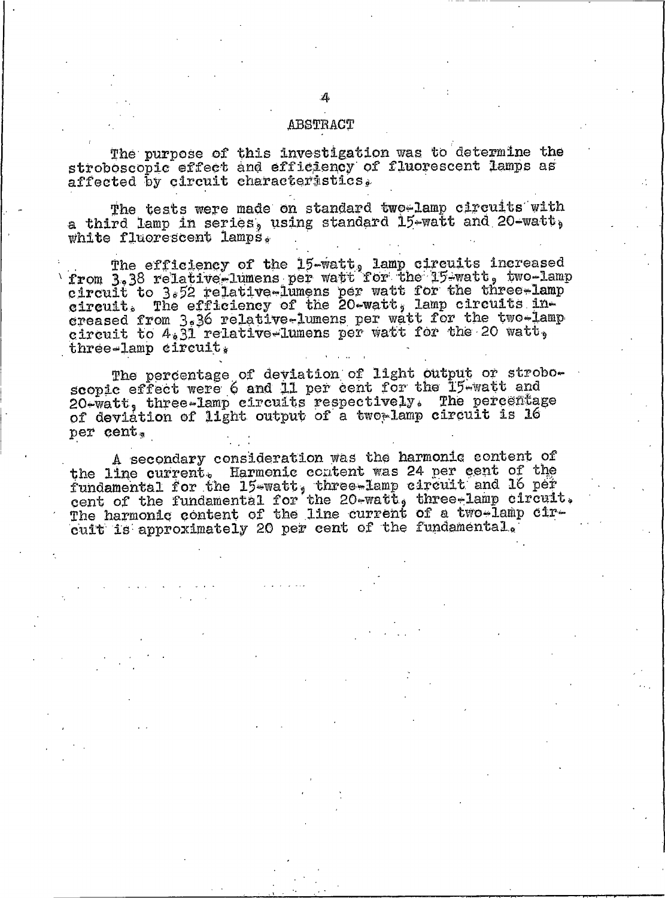## ABSTRACT

The purpose of this investigation was to determine the stroboscopic effect and efficiency of fluorescent lamps as affected by circuit characteristics.

The tests were made on standard two-lamp circuits with a third lamp in series, using standard 15-watt and 20-watt, white fluorescent lamps.

The efficiency of the 15-watt, lamp circuits increased from 3.38 relative-lumens per watt for the 15-watt, two-lamp circuit to 3.52 relative-lumens per watt for the three-lamp circuit. The efficiency of the 20-watt, lamp circuits increased from 3.36 relative-lumens per watt for the two-lamp circuit to 4.31 relative-lumens per watt for the 20 watt, three-lamp circuit.

The percentage of deviation of light output or stroboscopic effect were 6 and 11 per cent for the 15-watt and 20-watt, three-lamp circuits respectively. The percentage of deviation of light output of a two-lamp circuit is 16 per cent.

A secondary consideration was the harmonic content of the line current. Harmonic content was 24 per cent of the fundamental for the 15-watt, three-lamp circuit and 16 per cent of the fundamental for the 20-watt, three-lamp circuit. The harmonic content of the line current of a two-lamp circuit is approximately 20 per cent of the fundamental.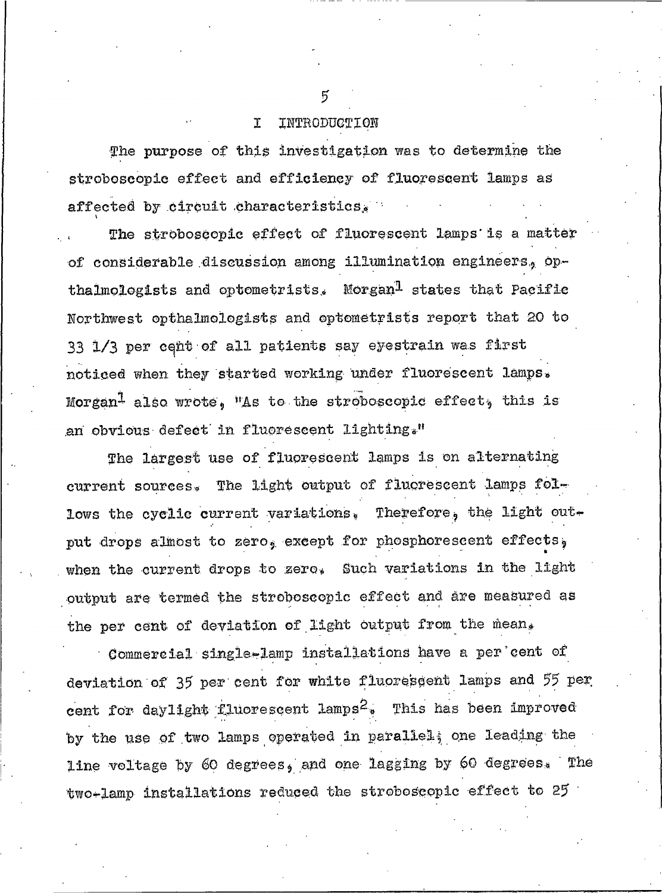# I INTRODUCTION

The purpose of this investigation was to determine the stroboscopic effect and efficiency of fluorescent lamps as affected by circuit characteristics.

The stroboscopic effect of fluorescent lamps is a matter of considerable discussion among illumination engineers, opthalmologists and optometrists. Morgan[1] states that Pacific Northwest opthalmologists and optometrists report that 20 to 33 1/3 per cent of all patients say eyestrain was first noticed when they started working under fluorescent lamps. Morgan[1] also wrote, "As to the stroboscopic effect, this is an obvious defect in fluorescent lighting."

The largest use of fluorescent lamps is on alternating current sources. The light output of fluorescent lamps follows the cyclic current variations. Therefore, the light output drops almost to zero, except for phosphorescent effects, when the current drops to zero. Such variations in the light output are termed the stroboscopic effect and are measured as the per cent of deviation of light output from the mean.

Commercial single-lamp installations have a per cent of deviation of 35 per cent for white fluorescent lamps and 55 per cent for daylight fluorescent lamps[2]. This has been improved by the use of two lamps operated in parallel; one leading the line voltage by 60 degrees, and one lagging by 60 degrees. The two-lamp installations reduced the stroboscopic effect to 25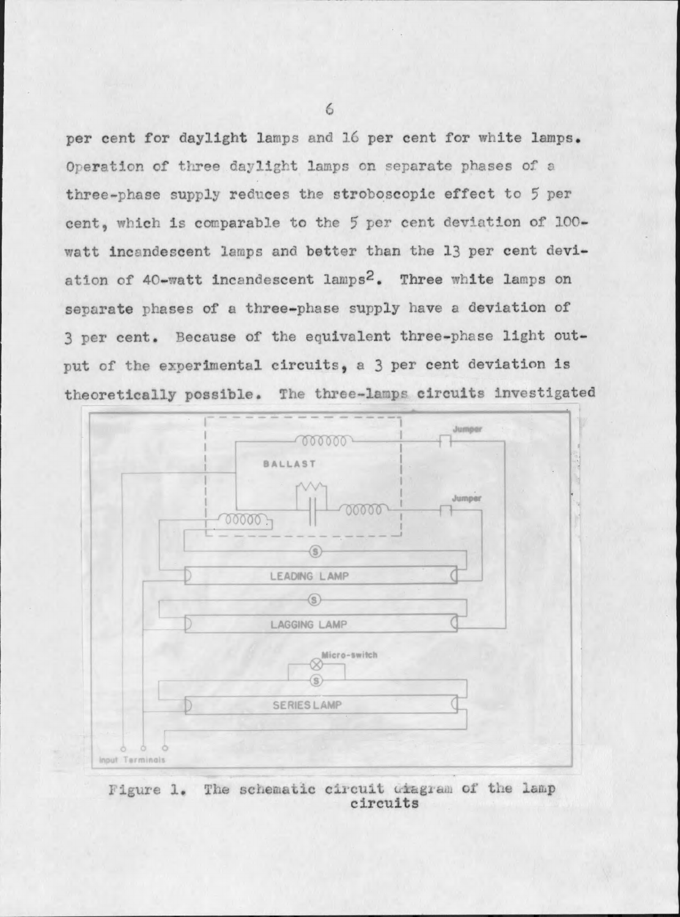per cent for daylight lamps and 16 per cent for white lamps. Operation of three daylight lamps on separate phases of a three-phase supply reduces the stroboscopic effect to 5 per cent, which is comparable to the 5 per cent deviation of 100-watt incandescent lamps and better than the 13 per cent deviation of 40-watt incandescent lamps[2]. Three white lamps on separate phases of a three-phase supply have a deviation of 3 per cent. Because of the equivalent three-phase light output of the experimental circuits, a 3 per cent deviation is theoretically possible. The three-lamps circuits investigated

Figure 1. The schematic circuit diagram of the lamp circuits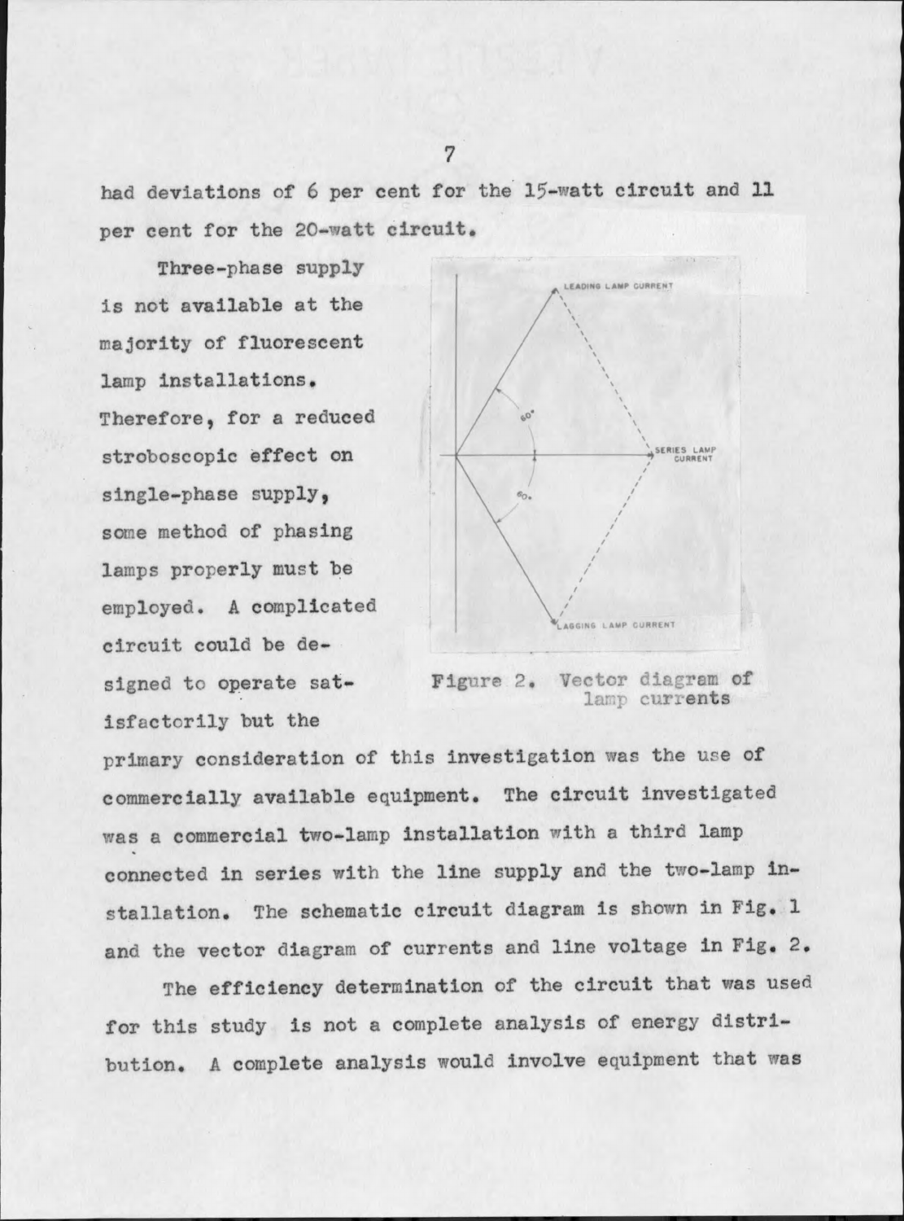had deviations of 6 per cent for the 15-watt circuit and 11 per cent for the 20-watt circuit.

Three-phase supply is not available at the majority of fluorescent lamp installations. Therefore, for a reduced stroboscopic effect on single-phase supply, some method of phasing lamps properly must be employed. A complicated circuit could be designed to operate satisfactorily but the primary consideration of this investigation was the use of commercially available equipment. The circuit investigated was a commercial two-lamp installation with a third lamp connected in series with the line supply and the two-lamp installation. The schematic circuit diagram is shown in Fig. 1 and the vector diagram of currents and line voltage in Fig. 2.

Figure 2. Vector diagram of lamp currents

The efficiency determination of the circuit that was used for this study is not a complete analysis of energy distribution. A complete analysis would involve equipment that was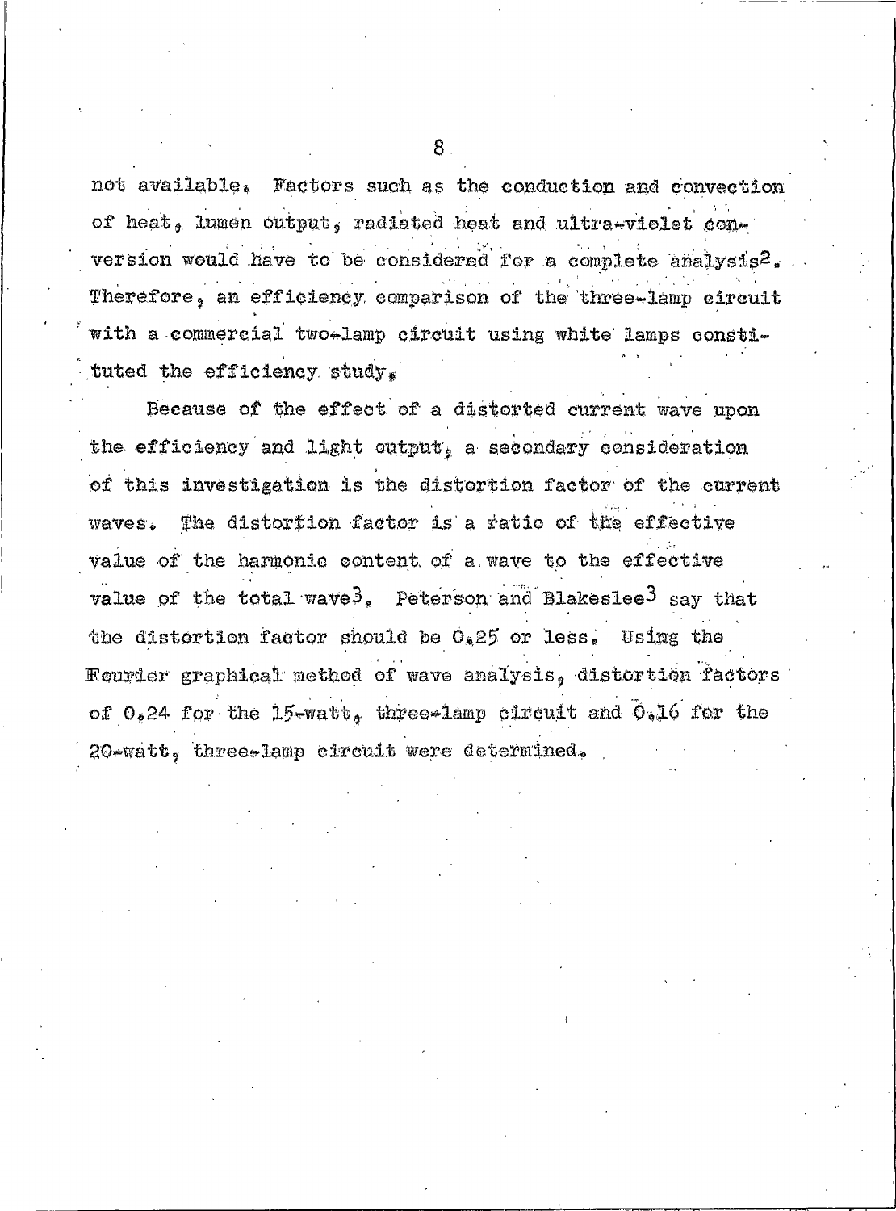not available. Factors such as the conduction and convection of heat, lumen output, radiated heat and ultra-violet conversion would have to be considered for a complete analysis[2]. Therefore, an efficiency comparison of the three-lamp circuit with a commercial two-lamp circuit using white lamps constituted the efficiency study.

Because of the effect of a distorted current wave upon the efficiency and light output, a secondary consideration of this investigation is the distortion factor of the current waves. The distortion factor is a ratio of the effective value of the harmonic content of a wave to the effective value of the total wave[3]. Peterson and Blakeslee[3] say that the distortion factor should be 0.25 or less. Using the Fourier graphical method of wave analysis, distortion factors of 0.24 for the 15-watt, three-lamp circuit and 0.16 for the 20-watt, three-lamp circuit were determined.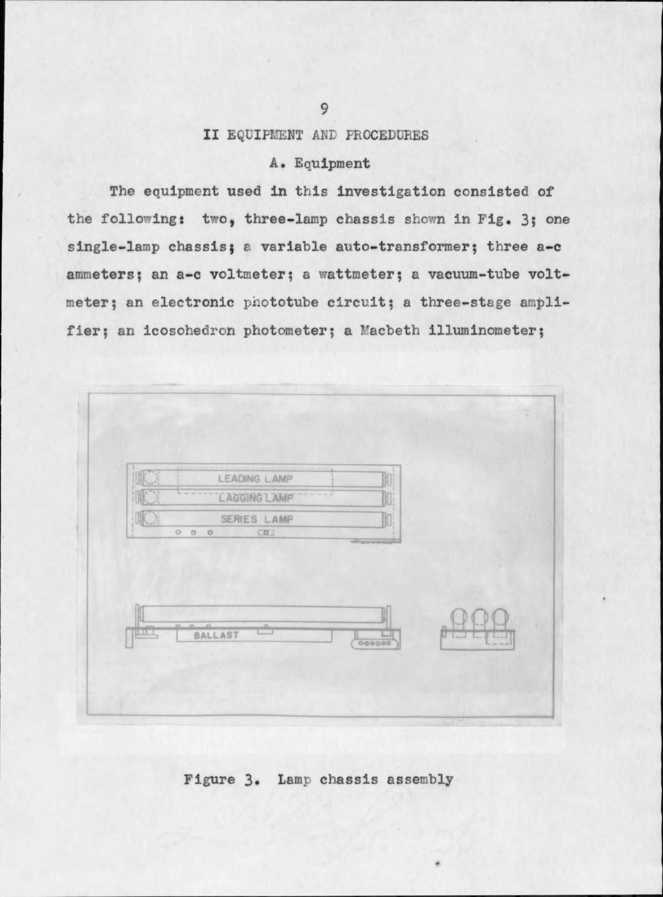## II EQUIPMENT AND PROCEDURES

### A. Equipment

The equipment used in this investigation consisted of the following: two, three-lamp chassis shown in Fig. 3; one single-lamp chassis; a variable auto-transformer; three a-c ammeters; an a-c voltmeter; a wattmeter; a vacuum-tube voltmeter; an electronic phototube circuit; a three-stage amplifier; an icosohedron photometer; a Macbeth illuminometer;

Figure 3. Lamp chassis assembly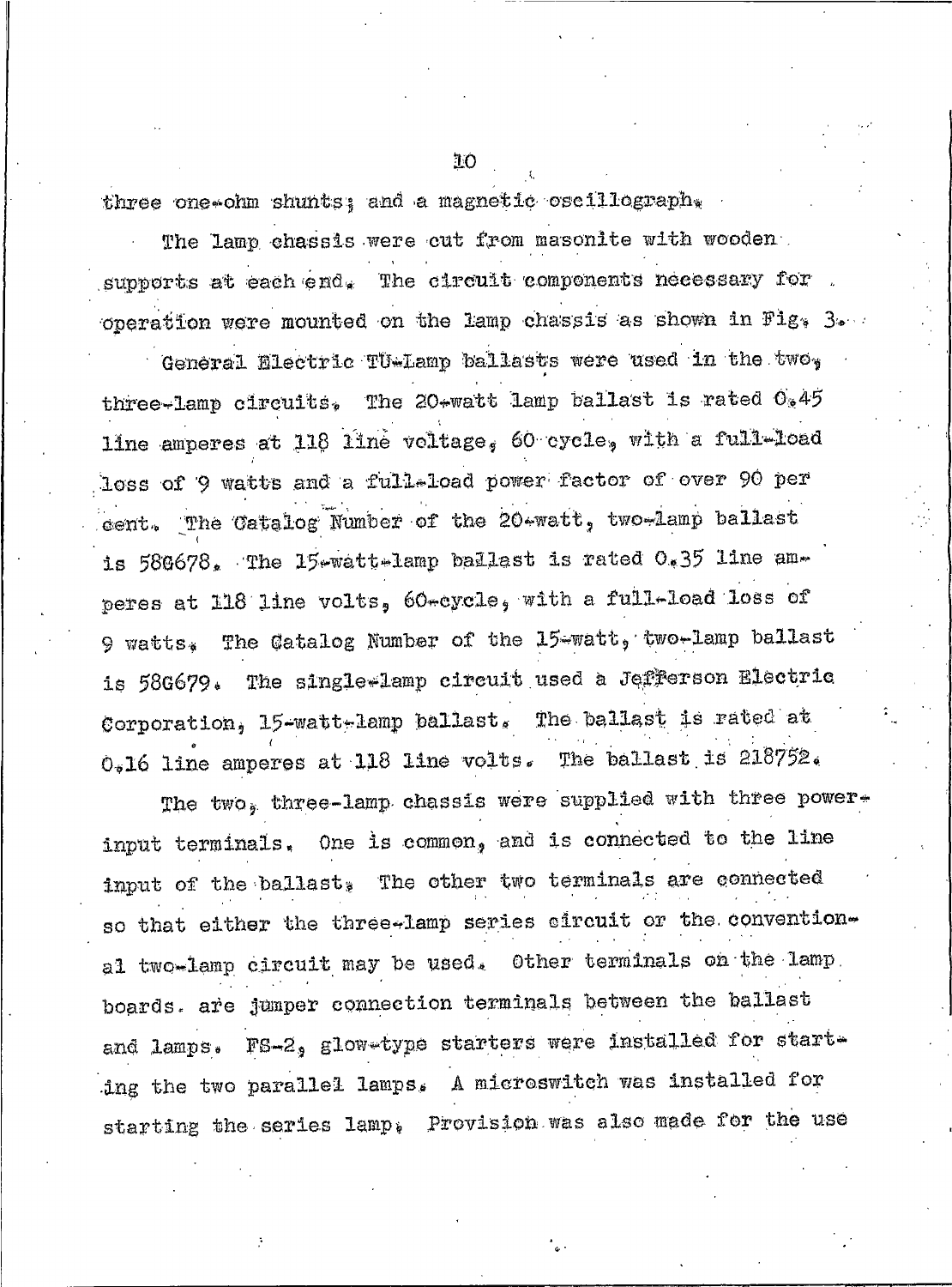three one-ohm shunts; and a magnetic oscillograph.

The lamp chassis were cut from masonite with wooden supports at each end. The circuit components necessary for operation were mounted on the lamp chassis as shown in Fig. 3.

General Electric TU-Lamp ballasts were used in the two, three-lamp circuits. The 20-watt lamp ballast is rated 0.45 line amperes at 118 line voltage, 60 cycle, with a full-load loss of 9 watts and a full-load power factor of over 90 per cent. The Catalog Number of the 20-watt, two-lamp ballast is 58G678. The 15-watt-lamp ballast is rated 0.35 line amperes at 118 line volts, 60-cycle, with a full-load loss of 9 watts. The Catalog Number of the 15-watt, two-lamp ballast is 58G679. The single-lamp circuit used a Jefferson Electric Corporation, 15-watt-lamp ballast. The ballast is rated at 0.16 line amperes at 118 line volts. The ballast is 218752.

The two, three-lamp chassis were supplied with three power-input terminals. One is common, and is connected to the line input of the ballast. The other two terminals are connected so that either the three-lamp series circuit or the conventional two-lamp circuit may be used. Other terminals on the lamp boards are jumper connection terminals between the ballast and lamps. FS-2, glow-type starters were installed for starting the two parallel lamps. A microswitch was installed for starting the series lamp. Provision was also made for the use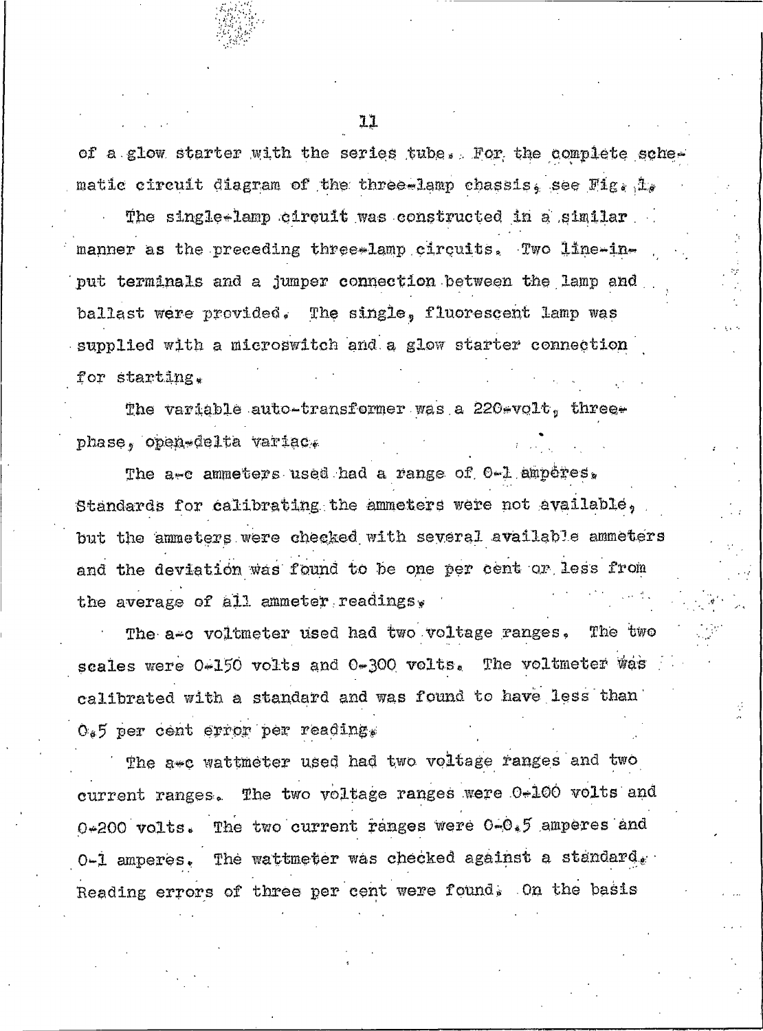of a glow starter with the series tube. For the complete schematic circuit diagram of the three-lamp chassis, see Fig. 1.

The single-lamp circuit was constructed in a similar manner as the preceding three-lamp circuits. Two line-input terminals and a jumper connection between the lamp and ballast were provided. The single, fluorescent lamp was supplied with a microswitch and a glow starter connection for starting.

The variable auto-transformer was a 220-volt, three-phase, open-delta variac.

The a-c ammeters used had a range of 0-1 amperes. Standards for calibrating the ammeters were not available, but the ammeters were checked with several available ammeters and the deviation was found to be one per cent or less from the average of all ammeter readings.

The a-c voltmeter used had two voltage ranges. The two scales were 0-150 volts and 0-300 volts. The voltmeter was calibrated with a standard and was found to have less than 0.5 per cent error per reading.

The a-c wattmeter used had two voltage ranges and two current ranges. The two voltage ranges were 0-100 volts and 0-200 volts. The two current ranges were 0-0.5 amperes and 0-1 amperes. The wattmeter was checked against a standard. Reading errors of three per cent were found. On the basis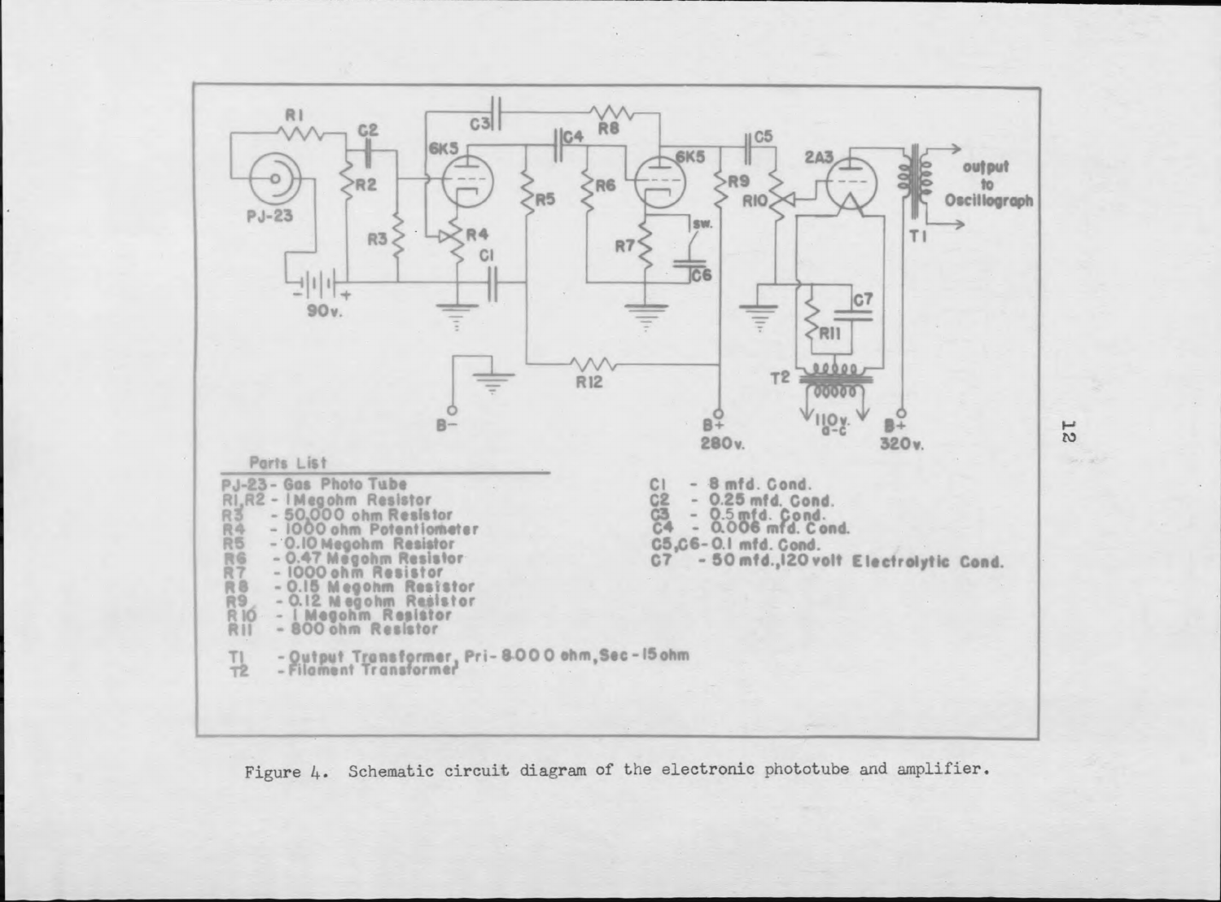Parts List

PJ-23 - Gas Photo Tube
R1, R2 - 1 Megohm Resistor
R3 - 50,000 ohm Resistor
R4 - 1000 ohm Potentiometer
R5 - 0.10 Megohm Resistor
R6 - 0.47 Megohm Resistor
R7 - 1000 ohm Resistor
R8 - 0.15 Megohm Resistor
R9 - 0.12 Megohm Resistor
R10 - 1 Megohm Resistor
R11 - 800 ohm Resistor

T1 - Output Transformer, Pri - 8000 ohm, Sec - 15 ohm
T2 - Filament Transformer

C1 - 8 mfd. Cond.
C2 - 0.25 mfd. Cond.
C3 - 0.5 mfd. Cond.
C4 - 0.006 mfd. Cond.
C5, C6 - 0.1 mfd. Cond.
C7 - 50 mfd., 120 volt Electrolytic Cond.

Figure 4. Schematic circuit diagram of the electronic phototube and amplifier.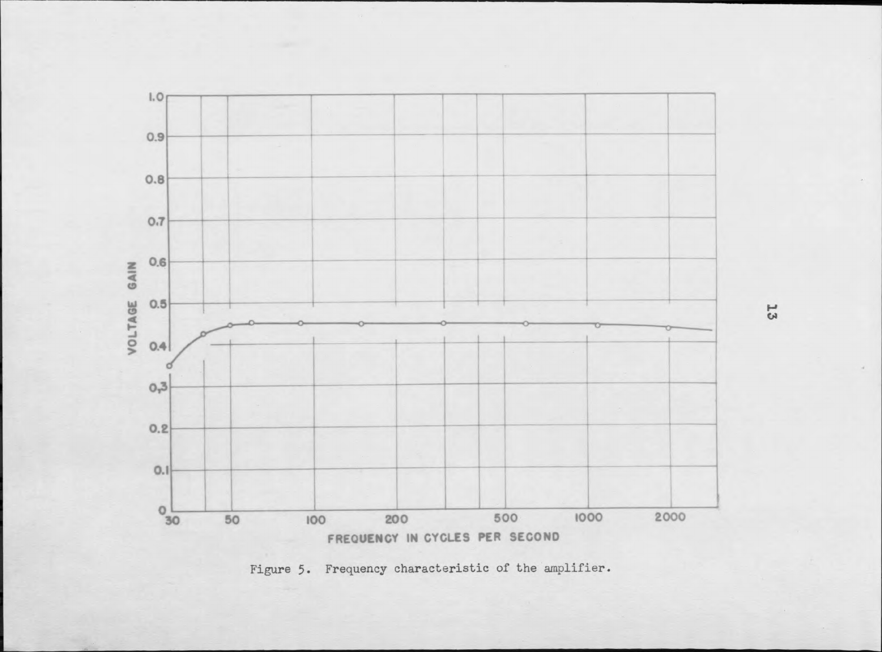Figure 5. Frequency characteristic of the amplifier.